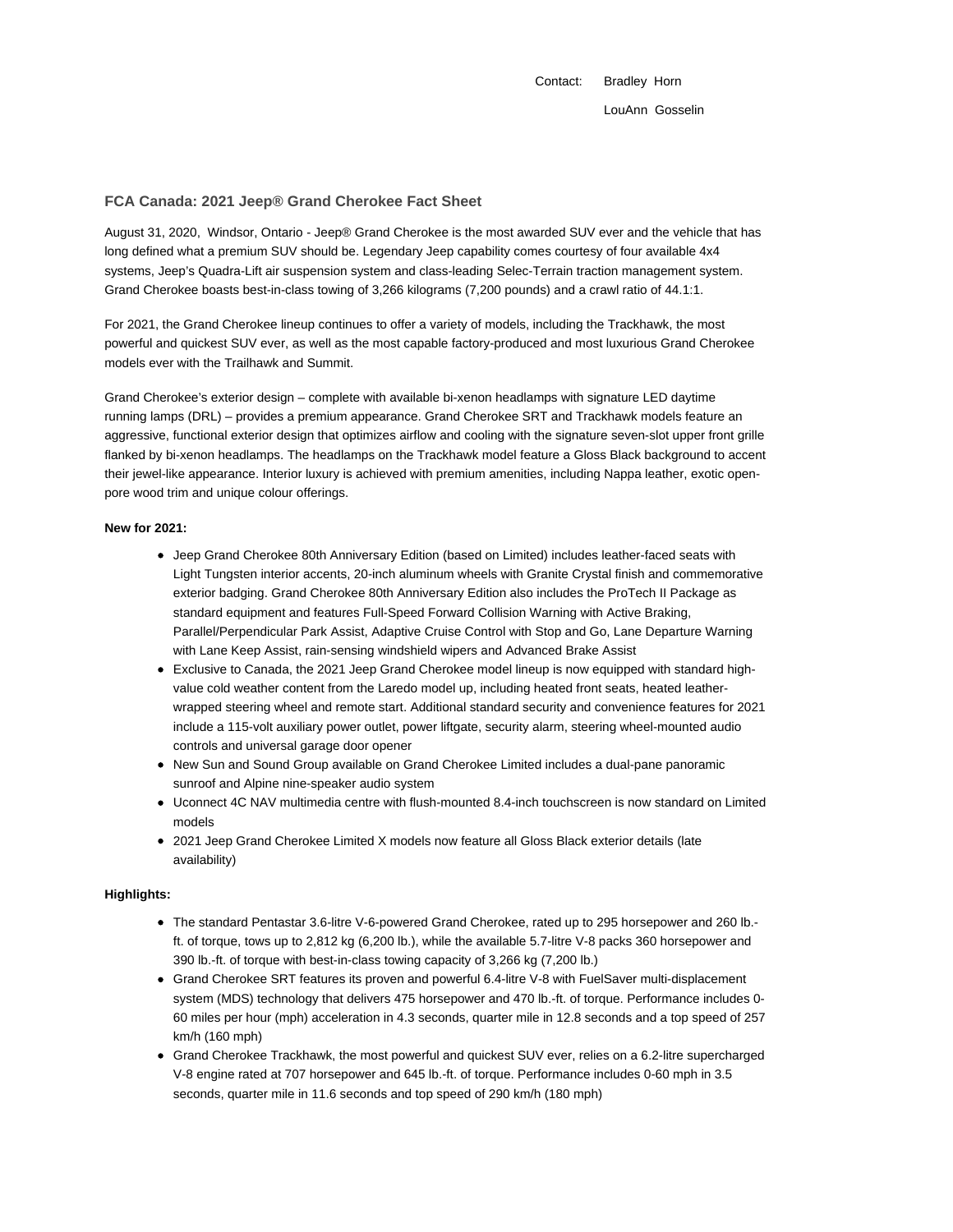Contact: Bradley Horn

LouAnn Gosselin

## FCA Canada: 2021 Jeep® Grand Cherokee Fact Sheet

August 31, 2020, Windsor, Ontario - Jeep® Grand Cherokee is the most awarded SUV ever and the vehicle that has long defined what a premium SUV should be. Legendary Jeep capability comes courtesy of four available 4x4 systems, Jeep's Quadra-Lift air suspension system and class-leading Selec-Terrain traction management system. Grand Cherokee boasts best-in-class towing of 3,266 kilograms (7,200 pounds) and a crawl ratio of 44.1:1.

For 2021, the Grand Cherokee lineup continues to offer a variety of models, including the Trackhawk, the most powerful and quickest SUV ever, as well as the most capable factory-produced and most luxurious Grand Cherokee models ever with the Trailhawk and Summit.

Grand Cherokee's exterior design – complete with available bi-xenon headlamps with signature LED daytime running lamps (DRL) – provides a premium appearance. Grand Cherokee SRT and Trackhawk models feature an aggressive, functional exterior design that optimizes airflow and cooling with the signature seven-slot upper front grille flanked by bi-xenon headlamps. The headlamps on the Trackhawk model feature a Gloss Black background to accent their jewel-like appearance. Interior luxury is achieved with premium amenities, including Nappa leather, exotic open-pore wood trim and unique colour offerings.

**New for 2021:**

- Jeep Grand Cherokee 80th Anniversary Edition (based on Limited) includes leather-faced seats with Light Tungsten interior accents, 20-inch aluminum wheels with Granite Crystal finish and commemorative exterior badging. Grand Cherokee 80th Anniversary Edition also includes the ProTech II Package as standard equipment and features Full-Speed Forward Collision Warning with Active Braking, Parallel/Perpendicular Park Assist, Adaptive Cruise Control with Stop and Go, Lane Departure Warning with Lane Keep Assist, rain-sensing windshield wipers and Advanced Brake Assist
- Exclusive to Canada, the 2021 Jeep Grand Cherokee model lineup is now equipped with standard high-value cold weather content from the Laredo model up, including heated front seats, heated leather-wrapped steering wheel and remote start. Additional standard security and convenience features for 2021 include a 115-volt auxiliary power outlet, power liftgate, security alarm, steering wheel-mounted audio controls and universal garage door opener
- New Sun and Sound Group available on Grand Cherokee Limited includes a dual-pane panoramic sunroof and Alpine nine-speaker audio system
- Uconnect 4C NAV multimedia centre with flush-mounted 8.4-inch touchscreen is now standard on Limited models
- 2021 Jeep Grand Cherokee Limited X models now feature all Gloss Black exterior details (late availability)

**Highlights:**

- The standard Pentastar 3.6-litre V-6-powered Grand Cherokee, rated up to 295 horsepower and 260 lb.-ft. of torque, tows up to 2,812 kg (6,200 lb.), while the available 5.7-litre V-8 packs 360 horsepower and 390 lb.-ft. of torque with best-in-class towing capacity of 3,266 kg (7,200 lb.)
- Grand Cherokee SRT features its proven and powerful 6.4-litre V-8 with FuelSaver multi-displacement system (MDS) technology that delivers 475 horsepower and 470 lb.-ft. of torque. Performance includes 0-60 miles per hour (mph) acceleration in 4.3 seconds, quarter mile in 12.8 seconds and a top speed of 257 km/h (160 mph)
- Grand Cherokee Trackhawk, the most powerful and quickest SUV ever, relies on a 6.2-litre supercharged V-8 engine rated at 707 horsepower and 645 lb.-ft. of torque. Performance includes 0-60 mph in 3.5 seconds, quarter mile in 11.6 seconds and top speed of 290 km/h (180 mph)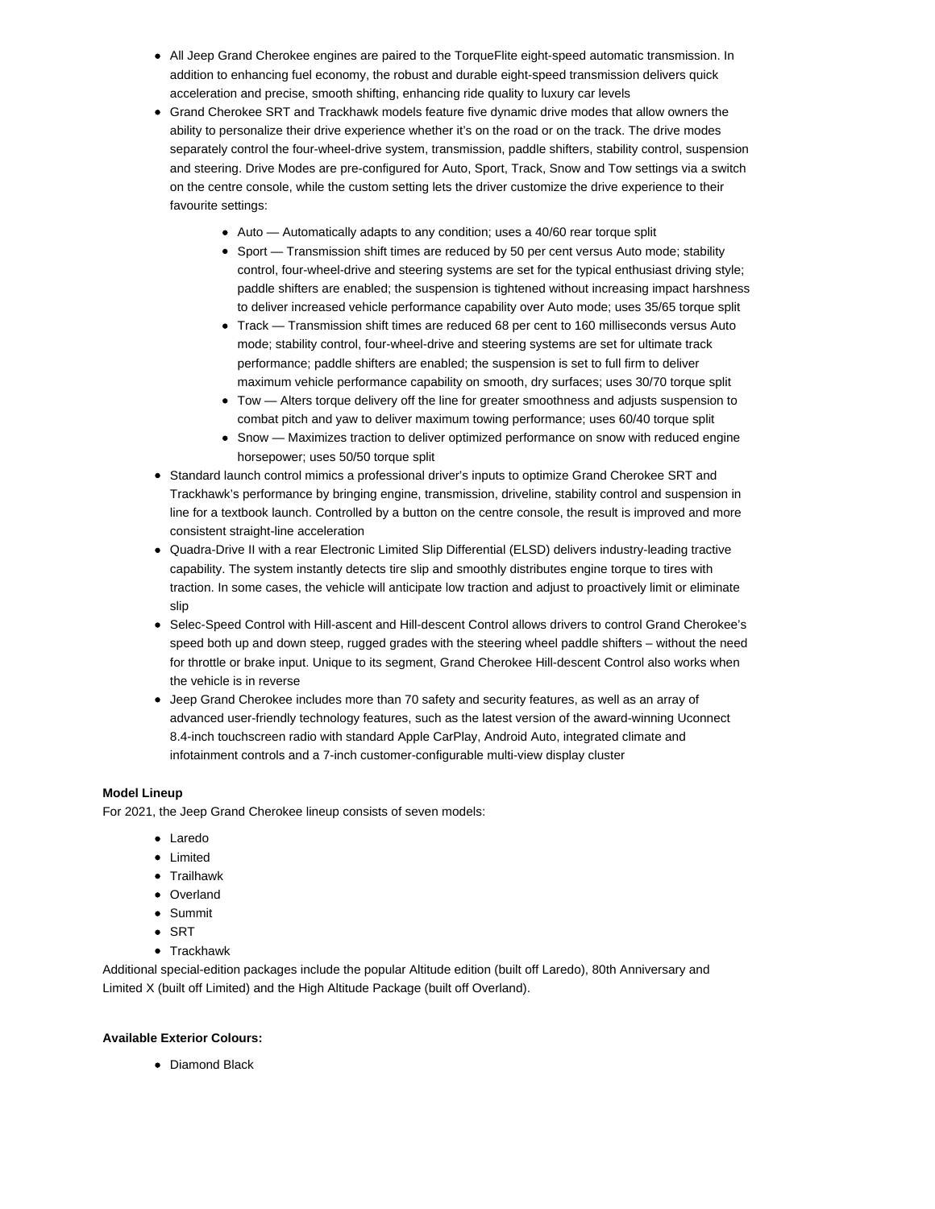- All Jeep Grand Cherokee engines are paired to the TorqueFlite eight-speed automatic transmission. In addition to enhancing fuel economy, the robust and durable eight-speed transmission delivers quick acceleration and precise, smooth shifting, enhancing ride quality to luxury car levels
- Grand Cherokee SRT and Trackhawk models feature five dynamic drive modes that allow owners the ability to personalize their drive experience whether it's on the road or on the track. The drive modes separately control the four-wheel-drive system, transmission, paddle shifters, stability control, suspension and steering. Drive Modes are pre-configured for Auto, Sport, Track, Snow and Tow settings via a switch on the centre console, while the custom setting lets the driver customize the drive experience to their favourite settings:
    - Auto — Automatically adapts to any condition; uses a 40/60 rear torque split
    - Sport — Transmission shift times are reduced by 50 per cent versus Auto mode; stability control, four-wheel-drive and steering systems are set for the typical enthusiast driving style; paddle shifters are enabled; the suspension is tightened without increasing impact harshness to deliver increased vehicle performance capability over Auto mode; uses 35/65 torque split
    - Track — Transmission shift times are reduced 68 per cent to 160 milliseconds versus Auto mode; stability control, four-wheel-drive and steering systems are set for ultimate track performance; paddle shifters are enabled; the suspension is set to full firm to deliver maximum vehicle performance capability on smooth, dry surfaces; uses 30/70 torque split
    - Tow — Alters torque delivery off the line for greater smoothness and adjusts suspension to combat pitch and yaw to deliver maximum towing performance; uses 60/40 torque split
    - Snow — Maximizes traction to deliver optimized performance on snow with reduced engine horsepower; uses 50/50 torque split
- Standard launch control mimics a professional driver's inputs to optimize Grand Cherokee SRT and Trackhawk's performance by bringing engine, transmission, driveline, stability control and suspension in line for a textbook launch. Controlled by a button on the centre console, the result is improved and more consistent straight-line acceleration
- Quadra-Drive II with a rear Electronic Limited Slip Differential (ELSD) delivers industry-leading tractive capability. The system instantly detects tire slip and smoothly distributes engine torque to tires with traction. In some cases, the vehicle will anticipate low traction and adjust to proactively limit or eliminate slip
- Selec-Speed Control with Hill-ascent and Hill-descent Control allows drivers to control Grand Cherokee's speed both up and down steep, rugged grades with the steering wheel paddle shifters – without the need for throttle or brake input. Unique to its segment, Grand Cherokee Hill-descent Control also works when the vehicle is in reverse
- Jeep Grand Cherokee includes more than 70 safety and security features, as well as an array of advanced user-friendly technology features, such as the latest version of the award-winning Uconnect 8.4-inch touchscreen radio with standard Apple CarPlay, Android Auto, integrated climate and infotainment controls and a 7-inch customer-configurable multi-view display cluster

**Model Lineup**

For 2021, the Jeep Grand Cherokee lineup consists of seven models:

- Laredo
- Limited
- Trailhawk
- Overland
- Summit
- SRT
- Trackhawk

Additional special-edition packages include the popular Altitude edition (built off Laredo), 80th Anniversary and Limited X (built off Limited) and the High Altitude Package (built off Overland).

**Available Exterior Colours:**

- Diamond Black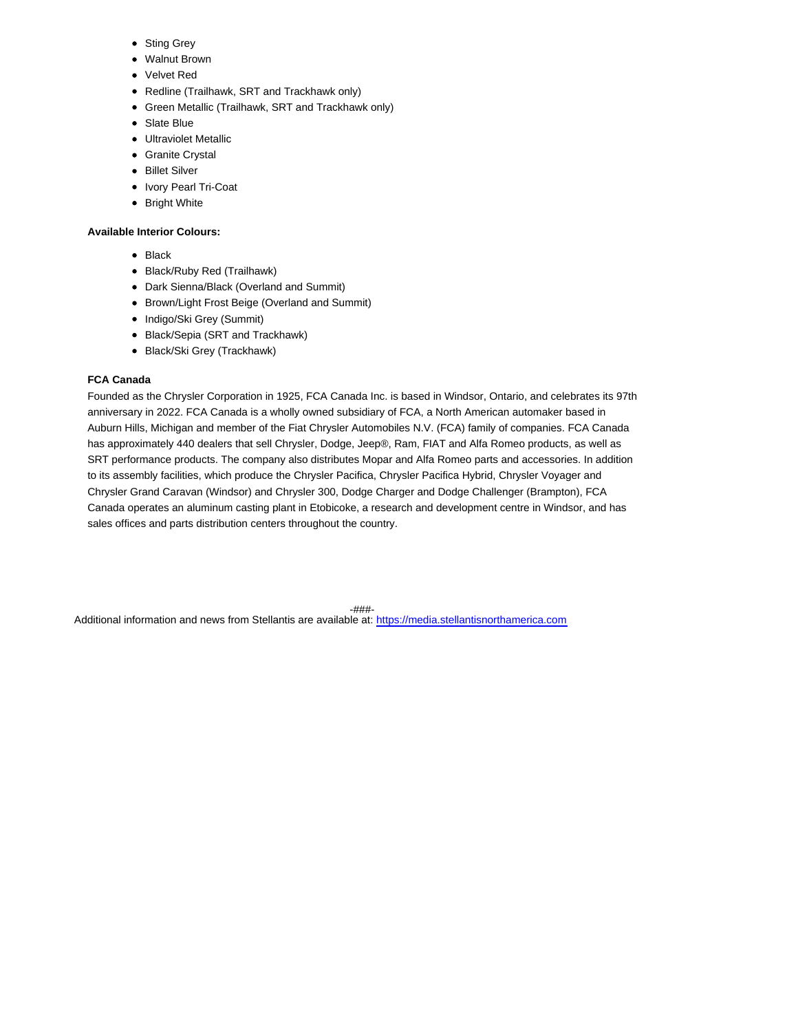- Sting Grey
- Walnut Brown
- Velvet Red
- Redline (Trailhawk, SRT and Trackhawk only)
- Green Metallic (Trailhawk, SRT and Trackhawk only)
- Slate Blue
- Ultraviolet Metallic
- Granite Crystal
- Billet Silver
- Ivory Pearl Tri-Coat
- Bright White

**Available Interior Colours:**

- Black
- Black/Ruby Red (Trailhawk)
- Dark Sienna/Black (Overland and Summit)
- Brown/Light Frost Beige (Overland and Summit)
- Indigo/Ski Grey (Summit)
- Black/Sepia (SRT and Trackhawk)
- Black/Ski Grey (Trackhawk)

**FCA Canada**

Founded as the Chrysler Corporation in 1925, FCA Canada Inc. is based in Windsor, Ontario, and celebrates its 97th anniversary in 2022. FCA Canada is a wholly owned subsidiary of FCA, a North American automaker based in Auburn Hills, Michigan and member of the Fiat Chrysler Automobiles N.V. (FCA) family of companies. FCA Canada has approximately 440 dealers that sell Chrysler, Dodge, Jeep®, Ram, FIAT and Alfa Romeo products, as well as SRT performance products. The company also distributes Mopar and Alfa Romeo parts and accessories. In addition to its assembly facilities, which produce the Chrysler Pacifica, Chrysler Pacifica Hybrid, Chrysler Voyager and Chrysler Grand Caravan (Windsor) and Chrysler 300, Dodge Charger and Dodge Challenger (Brampton), FCA Canada operates an aluminum casting plant in Etobicoke, a research and development centre in Windsor, and has sales offices and parts distribution centers throughout the country.

-###-

Additional information and news from Stellantis are available at: https://media.stellantisnorthamerica.com